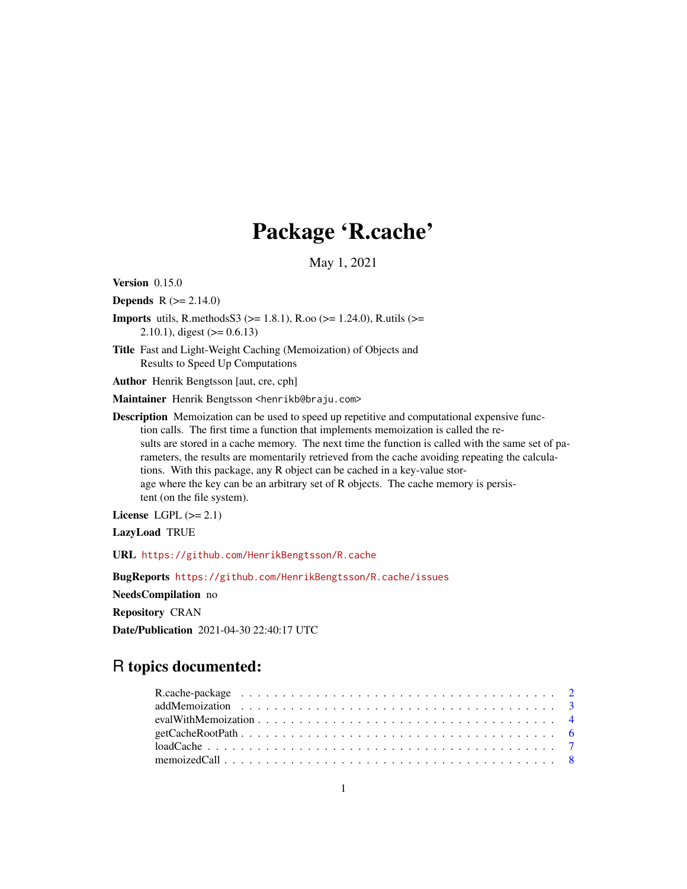# Package 'R.cache'

May 1, 2021

**Version** 0.15.0

**Depends** R (>= 2.14.0)

**Imports** utils, R.methodsS3 (>= 1.8.1), R.oo (>= 1.24.0), R.utils (>= 2.10.1), digest (>= 0.6.13)

**Title** Fast and Light-Weight Caching (Memoization) of Objects and Results to Speed Up Computations

**Author** Henrik Bengtsson [aut, cre, cph]

**Maintainer** Henrik Bengtsson <henrikb@braju.com>

**Description** Memoization can be used to speed up repetitive and computational expensive function calls. The first time a function that implements memoization is called the results are stored in a cache memory. The next time the function is called with the same set of parameters, the results are momentarily retrieved from the cache avoiding repeating the calculations. With this package, any R object can be cached in a key-value storage where the key can be an arbitrary set of R objects. The cache memory is persistent (on the file system).

**License** LGPL (>= 2.1)

**LazyLoad** TRUE

**URL** https://github.com/HenrikBengtsson/R.cache

**BugReports** https://github.com/HenrikBengtsson/R.cache/issues

**NeedsCompilation** no

**Repository** CRAN

**Date/Publication** 2021-04-30 22:40:17 UTC

## R topics documented:

- R.cache-package . . . . . . . . . . . . . . . . . . . . . . . . . . . . . . . . . . . . 2
- addMemoization . . . . . . . . . . . . . . . . . . . . . . . . . . . . . . . . . . . . 3
- evalWithMemoization . . . . . . . . . . . . . . . . . . . . . . . . . . . . . . . . . 4
- getCacheRootPath . . . . . . . . . . . . . . . . . . . . . . . . . . . . . . . . . . . 6
- loadCache . . . . . . . . . . . . . . . . . . . . . . . . . . . . . . . . . . . . . . . 7
- memoizedCall . . . . . . . . . . . . . . . . . . . . . . . . . . . . . . . . . . . . . 8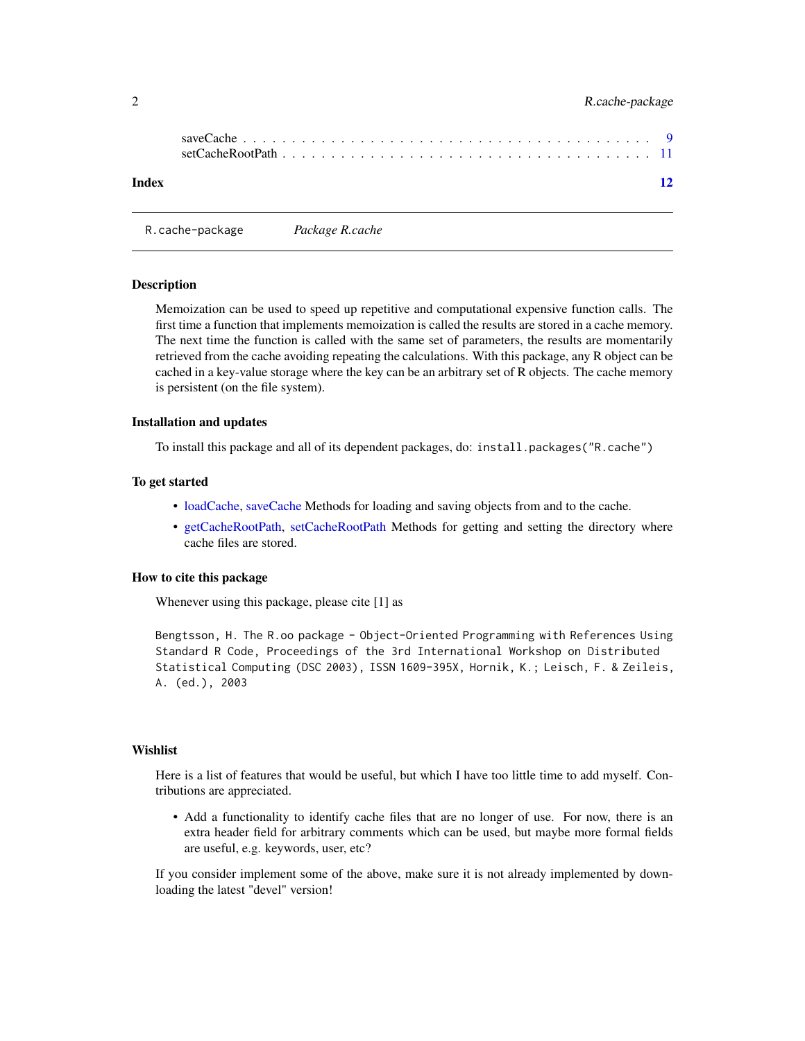saveCache . . . . . . . . . . . . . . . . . . . . . . . . . . . . . . . . . . . . . . . . 9
setCacheRootPath . . . . . . . . . . . . . . . . . . . . . . . . . . . . . . . . . . . . 11

**Index** **12**

---

`R.cache-package` *Package R.cache*

---

### Description

Memoization can be used to speed up repetitive and computational expensive function calls. The first time a function that implements memoization is called the results are stored in a cache memory. The next time the function is called with the same set of parameters, the results are momentarily retrieved from the cache avoiding repeating the calculations. With this package, any R object can be cached in a key-value storage where the key can be an arbitrary set of R objects. The cache memory is persistent (on the file system).

### Installation and updates

To install this package and all of its dependent packages, do: `install.packages("R.cache")`

### To get started

- loadCache, saveCache Methods for loading and saving objects from and to the cache.
- getCacheRootPath, setCacheRootPath Methods for getting and setting the directory where cache files are stored.

### How to cite this package

Whenever using this package, please cite [1] as

```
Bengtsson, H. The R.oo package - Object-Oriented Programming with References Using
Standard R Code, Proceedings of the 3rd International Workshop on Distributed
Statistical Computing (DSC 2003), ISSN 1609-395X, Hornik, K.; Leisch, F. & Zeileis,
A. (ed.), 2003
```

### Wishlist

Here is a list of features that would be useful, but which I have too little time to add myself. Contributions are appreciated.

- Add a functionality to identify cache files that are no longer of use. For now, there is an extra header field for arbitrary comments which can be used, but maybe more formal fields are useful, e.g. keywords, user, etc?

If you consider implement some of the above, make sure it is not already implemented by downloading the latest "devel" version!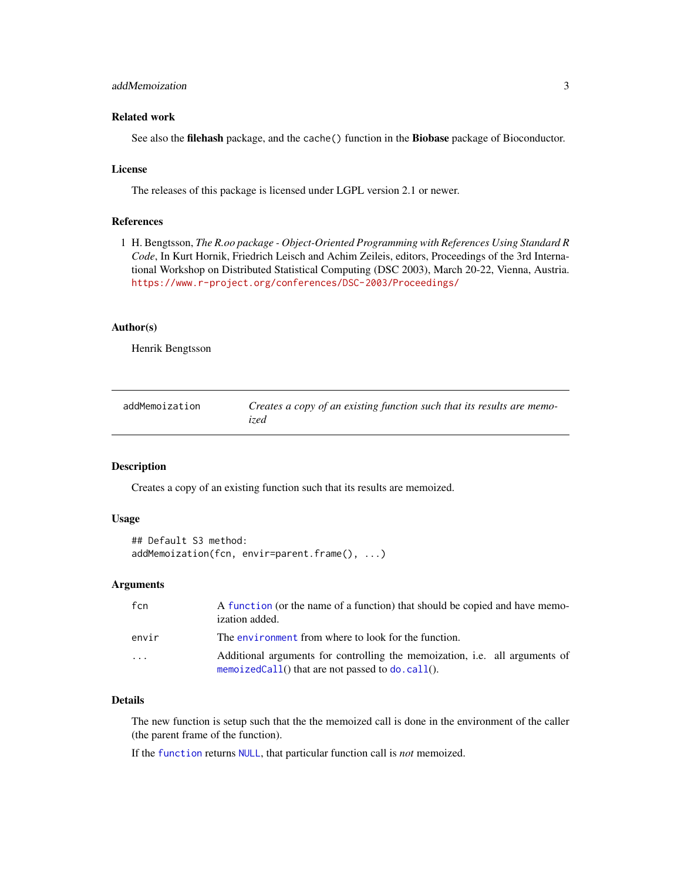### Related work

See also the **filehash** package, and the `cache()` function in the **Biobase** package of Bioconductor.

### License

The releases of this package is licensed under LGPL version 2.1 or newer.

### References

[1] H. Bengtsson, *The R.oo package - Object-Oriented Programming with References Using Standard R Code*, In Kurt Hornik, Friedrich Leisch and Achim Zeileis, editors, Proceedings of the 3rd International Workshop on Distributed Statistical Computing (DSC 2003), March 20-22, Vienna, Austria. https://www.r-project.org/conferences/DSC-2003/Proceedings/

### Author(s)

Henrik Bengtsson

---

## addMemoization — *Creates a copy of an existing function such that its results are memoized*

---

### Description

Creates a copy of an existing function such that its results are memoized.

### Usage

```
## Default S3 method:
addMemoization(fcn, envir=parent.frame(), ...)
```

### Arguments

| | |
|---|---|
| `fcn` | A `function` (or the name of a function) that should be copied and have memoization added. |
| `envir` | The `environment` from where to look for the function. |
| `...` | Additional arguments for controlling the memoization, i.e. all arguments of `memoizedCall`() that are not passed to `do.call`(). |

### Details

The new function is setup such that the the memoized call is done in the environment of the caller (the parent frame of the function).

If the `function` returns `NULL`, that particular function call is *not* memoized.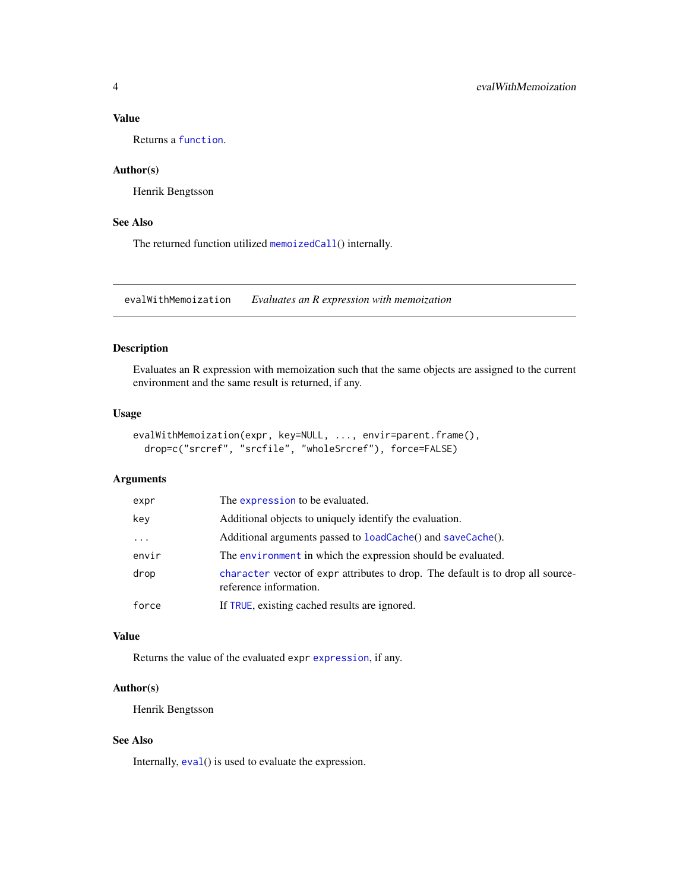### Value

Returns a `function`.

### Author(s)

Henrik Bengtsson

### See Also

The returned function utilized `memoizedCall()` internally.

---

## evalWithMemoization *Evaluates an R expression with memoization*

---

### Description

Evaluates an R expression with memoization such that the same objects are assigned to the current environment and the same result is returned, if any.

### Usage

```
evalWithMemoization(expr, key=NULL, ..., envir=parent.frame(),
  drop=c("srcref", "srcfile", "wholeSrcref"), force=FALSE)
```

### Arguments

| | |
|---|---|
| `expr` | The `expression` to be evaluated. |
| `key` | Additional objects to uniquely identify the evaluation. |
| `...` | Additional arguments passed to `loadCache()` and `saveCache()`. |
| `envir` | The `environment` in which the expression should be evaluated. |
| `drop` | `character` vector of `expr` attributes to drop. The default is to drop all source-reference information. |
| `force` | If `TRUE`, existing cached results are ignored. |

### Value

Returns the value of the evaluated `expr` `expression`, if any.

### Author(s)

Henrik Bengtsson

### See Also

Internally, `eval()` is used to evaluate the expression.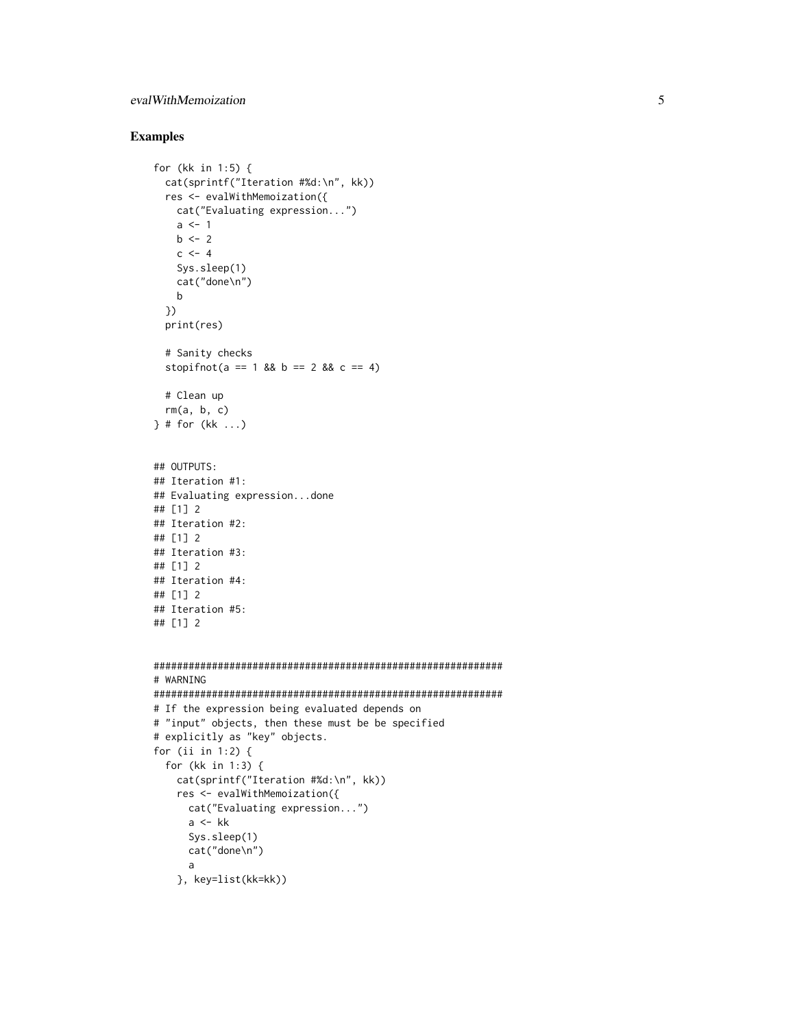### Examples

```
for (kk in 1:5) {
  cat(sprintf("Iteration #%d:\n", kk))
  res <- evalWithMemoization({
    cat("Evaluating expression...")
    a <- 1
    b <- 2
    c <- 4
    Sys.sleep(1)
    cat("done\n")
    b
  })
  print(res)

  # Sanity checks
  stopifnot(a == 1 && b == 2 && c == 4)

  # Clean up
  rm(a, b, c)
} # for (kk ...)


## OUTPUTS:
## Iteration #1:
## Evaluating expression...done
## [1] 2
## Iteration #2:
## [1] 2
## Iteration #3:
## [1] 2
## Iteration #4:
## [1] 2
## Iteration #5:
## [1] 2


############################################################
# WARNING
############################################################
# If the expression being evaluated depends on
# "input" objects, then these must be be specified
# explicitly as "key" objects.
for (ii in 1:2) {
  for (kk in 1:3) {
    cat(sprintf("Iteration #%d:\n", kk))
    res <- evalWithMemoization({
      cat("Evaluating expression...")
      a <- kk
      Sys.sleep(1)
      cat("done\n")
      a
    }, key=list(kk=kk))
```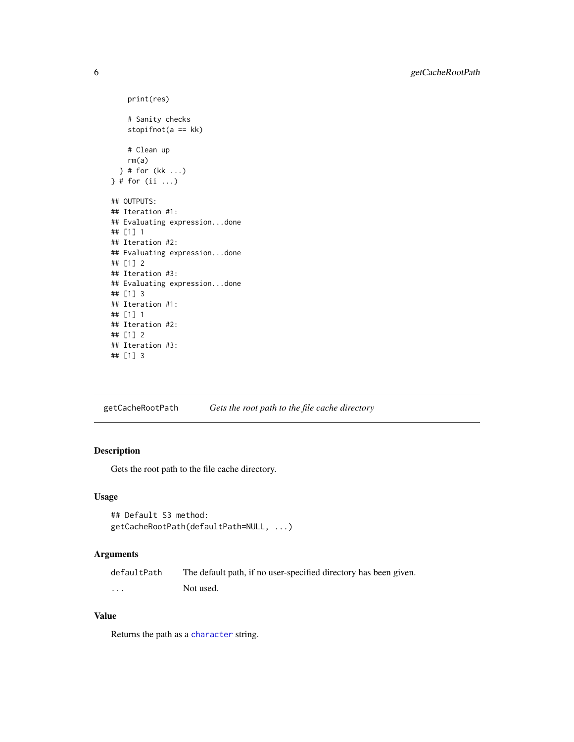```
    print(res)

    # Sanity checks
    stopifnot(a == kk)

    # Clean up
    rm(a)
  } # for (kk ...)
} # for (ii ...)

## OUTPUTS:
## Iteration #1:
## Evaluating expression...done
## [1] 1
## Iteration #2:
## Evaluating expression...done
## [1] 2
## Iteration #3:
## Evaluating expression...done
## [1] 3
## Iteration #1:
## [1] 1
## Iteration #2:
## [1] 2
## Iteration #3:
## [1] 3
```

---

## getCacheRootPath — *Gets the root path to the file cache directory*

---

### Description

Gets the root path to the file cache directory.

### Usage

```
## Default S3 method:
getCacheRootPath(defaultPath=NULL, ...)
```

### Arguments

| | |
|---|---|
| `defaultPath` | The default path, if no user-specified directory has been given. |
| `...` | Not used. |

### Value

Returns the path as a `character` string.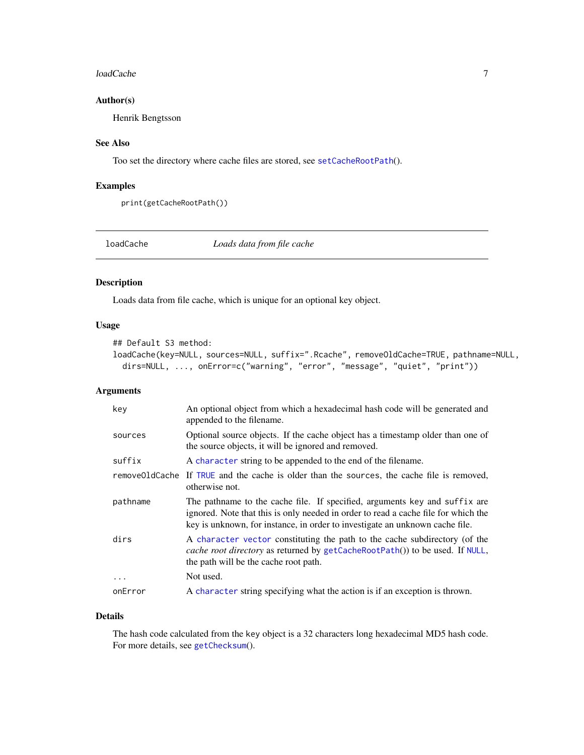### Author(s)

Henrik Bengtsson

### See Also

Too set the directory where cache files are stored, see `setCacheRootPath()`.

### Examples

```
print(getCacheRootPath())
```

---

## loadCache *Loads data from file cache*

### Description

Loads data from file cache, which is unique for an optional key object.

### Usage

```
## Default S3 method:
loadCache(key=NULL, sources=NULL, suffix=".Rcache", removeOldCache=TRUE, pathname=NULL,
  dirs=NULL, ..., onError=c("warning", "error", "message", "quiet", "print"))
```

### Arguments

| | |
|---|---|
| `key` | An optional object from which a hexadecimal hash code will be generated and appended to the filename. |
| `sources` | Optional source objects. If the cache object has a timestamp older than one of the source objects, it will be ignored and removed. |
| `suffix` | A `character` string to be appended to the end of the filename. |
| `removeOldCache` | If `TRUE` and the cache is older than the `sources`, the cache file is removed, otherwise not. |
| `pathname` | The pathname to the cache file. If specified, arguments `key` and `suffix` are ignored. Note that this is only needed in order to read a cache file for which the key is unknown, for instance, in order to investigate an unknown cache file. |
| `dirs` | A `character vector` constituting the path to the cache subdirectory (of the *cache root directory* as returned by `getCacheRootPath()`) to be used. If `NULL`, the path will be the cache root path. |
| `...` | Not used. |
| `onError` | A `character` string specifying what the action is if an exception is thrown. |

### Details

The hash code calculated from the `key` object is a 32 characters long hexadecimal MD5 hash code. For more details, see `getChecksum()`.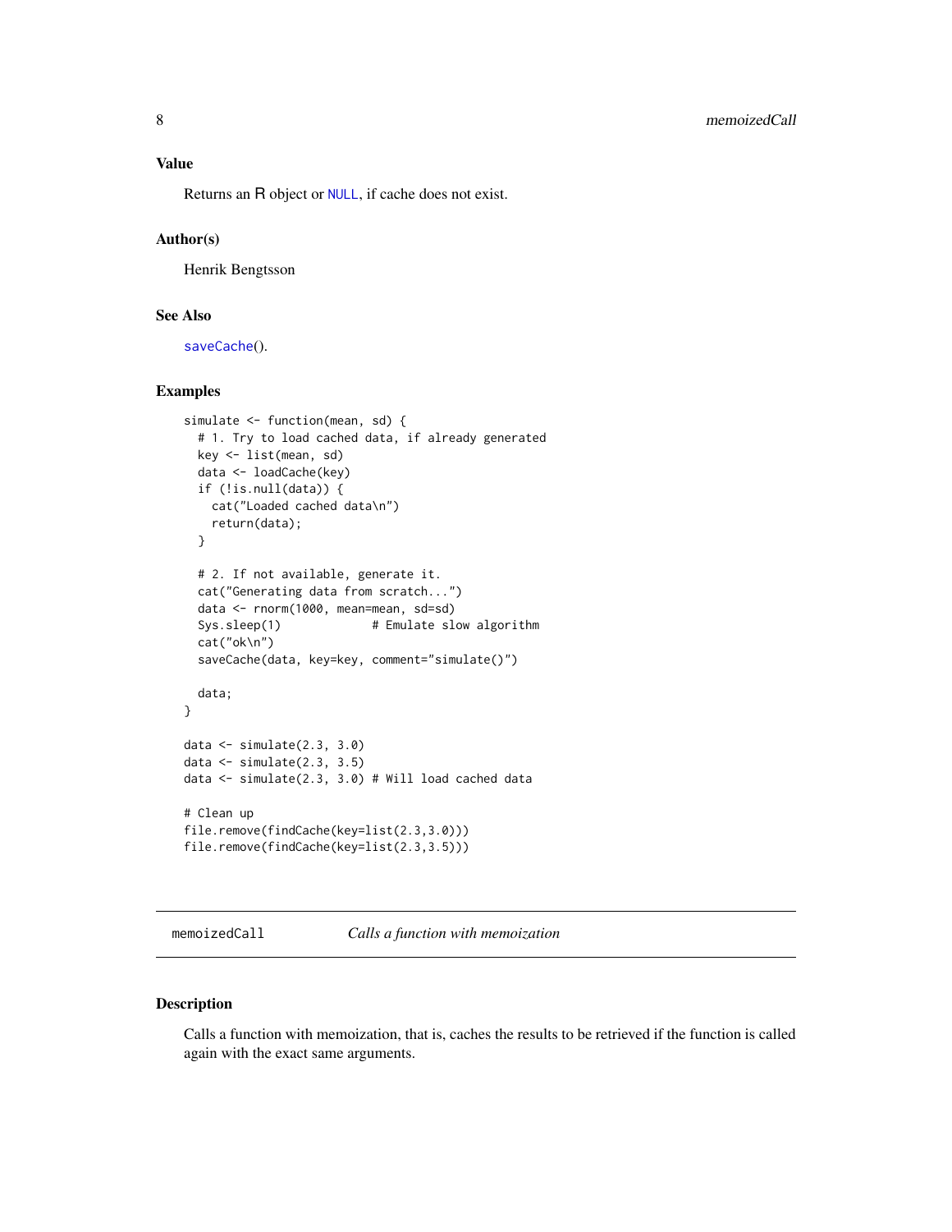### Value

Returns an R object or NULL, if cache does not exist.

### Author(s)

Henrik Bengtsson

### See Also

saveCache().

### Examples

```
simulate <- function(mean, sd) {
  # 1. Try to load cached data, if already generated
  key <- list(mean, sd)
  data <- loadCache(key)
  if (!is.null(data)) {
    cat("Loaded cached data\n")
    return(data);
  }

  # 2. If not available, generate it.
  cat("Generating data from scratch...")
  data <- rnorm(1000, mean=mean, sd=sd)
  Sys.sleep(1)             # Emulate slow algorithm
  cat("ok\n")
  saveCache(data, key=key, comment="simulate()")

  data;
}

data <- simulate(2.3, 3.0)
data <- simulate(2.3, 3.5)
data <- simulate(2.3, 3.0) # Will load cached data

# Clean up
file.remove(findCache(key=list(2.3,3.0)))
file.remove(findCache(key=list(2.3,3.5)))
```

---

## memoizedCall    *Calls a function with memoization*

### Description

Calls a function with memoization, that is, caches the results to be retrieved if the function is called again with the exact same arguments.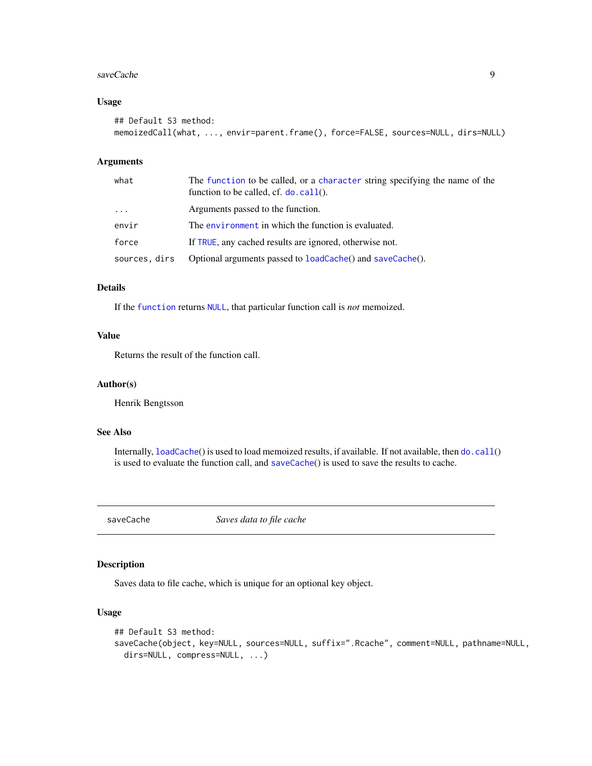### Usage

```
## Default S3 method:
memoizedCall(what, ..., envir=parent.frame(), force=FALSE, sources=NULL, dirs=NULL)
```

### Arguments

| | |
|---|---|
| `what` | The `function` to be called, or a `character` string specifying the name of the function to be called, cf. `do.call()`. |
| `...` | Arguments passed to the function. |
| `envir` | The `environment` in which the function is evaluated. |
| `force` | If `TRUE`, any cached results are ignored, otherwise not. |
| `sources, dirs` | Optional arguments passed to `loadCache()` and `saveCache()`. |

### Details

If the `function` returns `NULL`, that particular function call is *not* memoized.

### Value

Returns the result of the function call.

### Author(s)

Henrik Bengtsson

### See Also

Internally, `loadCache()` is used to load memoized results, if available. If not available, then `do.call()` is used to evaluate the function call, and `saveCache()` is used to save the results to cache.

---

## saveCache — *Saves data to file cache*

---

### Description

Saves data to file cache, which is unique for an optional key object.

### Usage

```
## Default S3 method:
saveCache(object, key=NULL, sources=NULL, suffix=".Rcache", comment=NULL, pathname=NULL,
  dirs=NULL, compress=NULL, ...)
```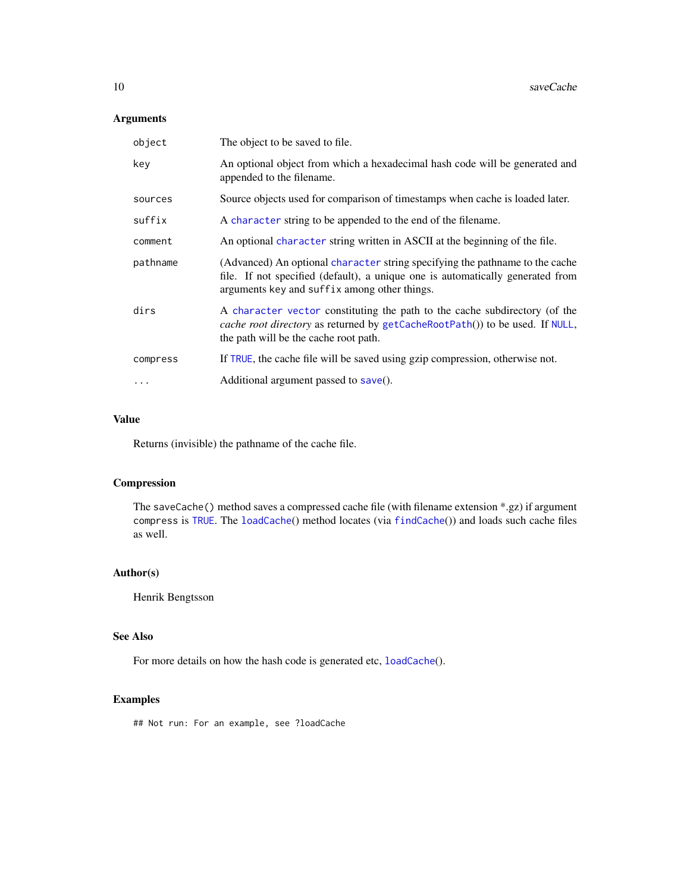## Arguments

| | |
|---|---|
| `object` | The object to be saved to file. |
| `key` | An optional object from which a hexadecimal hash code will be generated and appended to the filename. |
| `sources` | Source objects used for comparison of timestamps when cache is loaded later. |
| `suffix` | A `character` string to be appended to the end of the filename. |
| `comment` | An optional `character` string written in ASCII at the beginning of the file. |
| `pathname` | (Advanced) An optional `character` string specifying the pathname to the cache file. If not specified (default), a unique one is automatically generated from arguments `key` and `suffix` among other things. |
| `dirs` | A `character vector` constituting the path to the cache subdirectory (of the *cache root directory* as returned by `getCacheRootPath()`) to be used. If `NULL`, the path will be the cache root path. |
| `compress` | If `TRUE`, the cache file will be saved using gzip compression, otherwise not. |
| `...` | Additional argument passed to `save()`. |

## Value

Returns (invisible) the pathname of the cache file.

## Compression

The `saveCache()` method saves a compressed cache file (with filename extension *.gz) if argument `compress` is `TRUE`. The `loadCache()` method locates (via `findCache()`) and loads such cache files as well.

## Author(s)

Henrik Bengtsson

## See Also

For more details on how the hash code is generated etc, `loadCache()`.

## Examples

```
## Not run: For an example, see ?loadCache
```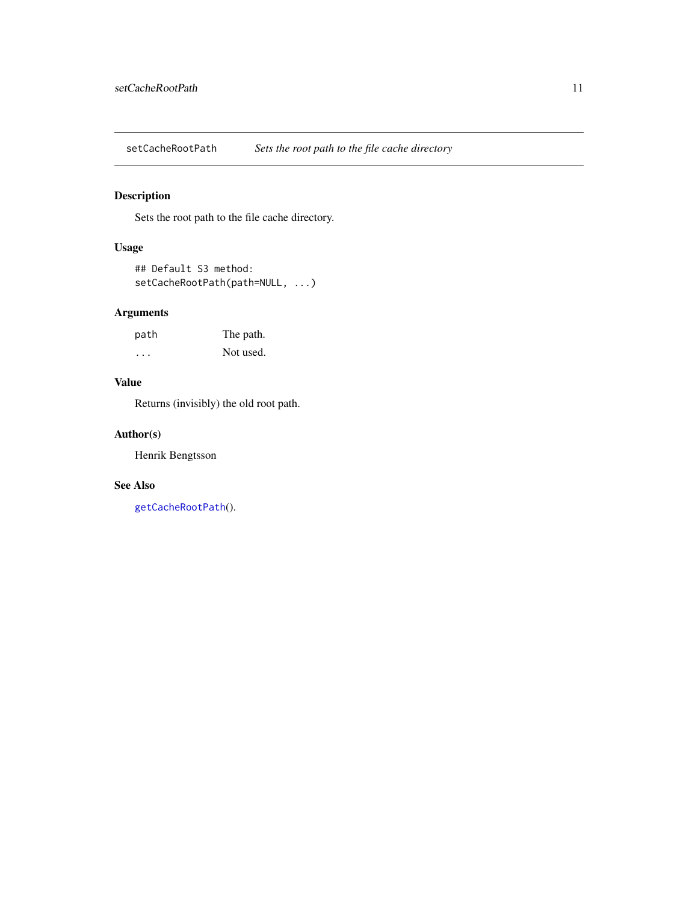# setCacheRootPath — *Sets the root path to the file cache directory*

## Description

Sets the root path to the file cache directory.

## Usage

```
## Default S3 method:
setCacheRootPath(path=NULL, ...)
```

## Arguments

| | |
|---|---|
| `path` | The path. |
| `...` | Not used. |

## Value

Returns (invisibly) the old root path.

## Author(s)

Henrik Bengtsson

## See Also

`getCacheRootPath`().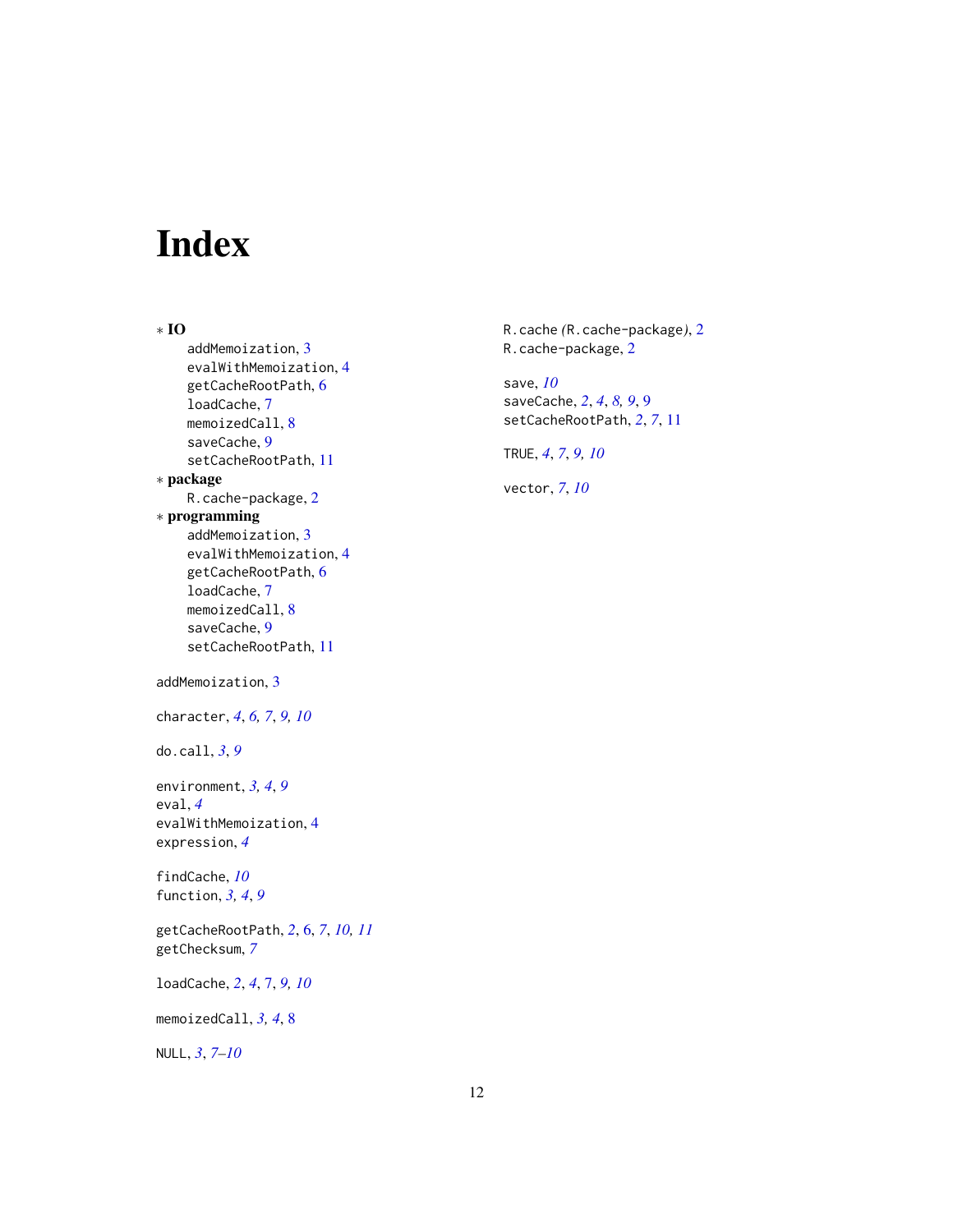# Index

* **IO**
    - addMemoization, 3
    - evalWithMemoization, 4
    - getCacheRootPath, 6
    - loadCache, 7
    - memoizedCall, 8
    - saveCache, 9
    - setCacheRootPath, 11

* **package**
    - R.cache-package, 2

* **programming**
    - addMemoization, 3
    - evalWithMemoization, 4
    - getCacheRootPath, 6
    - loadCache, 7
    - memoizedCall, 8
    - saveCache, 9
    - setCacheRootPath, 11

addMemoization, 3

character, *4*, *6*, *7*, *9*, *10*

do.call, *3*, *9*

environment, *3*, *4*, *9*
eval, *4*
evalWithMemoization, 4
expression, *4*

findCache, *10*
function, *3*, *4*, *9*

getCacheRootPath, *2*, 6, *7*, *10*, *11*
getChecksum, *7*

loadCache, *2*, *4*, 7, *9*, *10*

memoizedCall, *3*, *4*, 8

NULL, *3*, *7–10*

R.cache (R.cache-package), 2
R.cache-package, 2

save, *10*
saveCache, *2*, *4*, *8*, *9*, 9
setCacheRootPath, *2*, *7*, 11

TRUE, *4*, *7*, *9*, *10*

vector, *7*, *10*